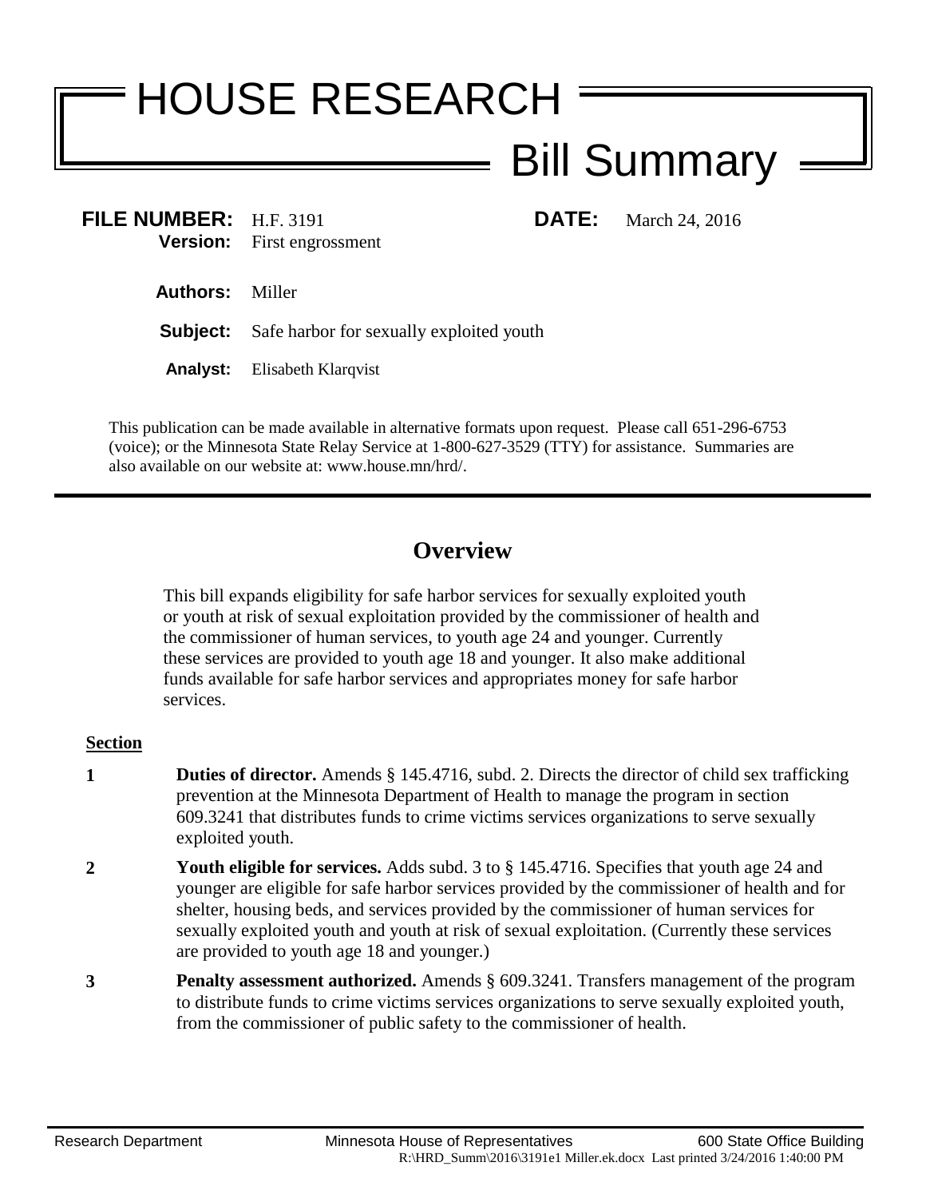# HOUSE RESEARCH

## Bill Summary

**FILE NUMBER:** H.F. 3191
**Version:** First engrossment

**DATE:** March 24, 2016

**Authors:** Miller

**Subject:** Safe harbor for sexually exploited youth

**Analyst:** Elisabeth Klarqvist

This publication can be made available in alternative formats upon request. Please call 651-296-6753 (voice); or the Minnesota State Relay Service at 1-800-627-3529 (TTY) for assistance. Summaries are also available on our website at: www.house.mn/hrd/.

---

## Overview

This bill expands eligibility for safe harbor services for sexually exploited youth or youth at risk of sexual exploitation provided by the commissioner of health and the commissioner of human services, to youth age 24 and younger. Currently these services are provided to youth age 18 and younger. It also make additional funds available for safe harbor services and appropriates money for safe harbor services.

**Section**

**1** **Duties of director.** Amends § 145.4716, subd. 2. Directs the director of child sex trafficking prevention at the Minnesota Department of Health to manage the program in section 609.3241 that distributes funds to crime victims services organizations to serve sexually exploited youth.

**2** **Youth eligible for services.** Adds subd. 3 to § 145.4716. Specifies that youth age 24 and younger are eligible for safe harbor services provided by the commissioner of health and for shelter, housing beds, and services provided by the commissioner of human services for sexually exploited youth and youth at risk of sexual exploitation. (Currently these services are provided to youth age 18 and younger.)

**3** **Penalty assessment authorized.** Amends § 609.3241. Transfers management of the program to distribute funds to crime victims services organizations to serve sexually exploited youth, from the commissioner of public safety to the commissioner of health.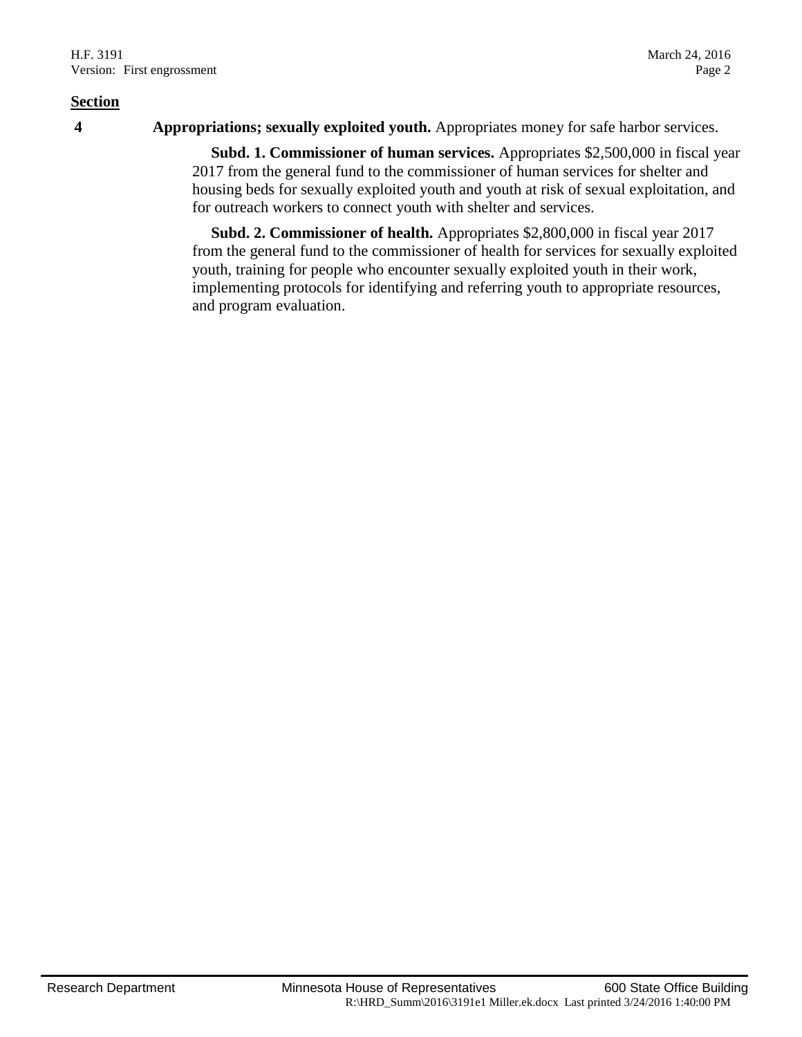**Section**

**4 Appropriations; sexually exploited youth.** Appropriates money for safe harbor services.

**Subd. 1. Commissioner of human services.** Appropriates $2,500,000 in fiscal year 2017 from the general fund to the commissioner of human services for shelter and housing beds for sexually exploited youth and youth at risk of sexual exploitation, and for outreach workers to connect youth with shelter and services.

**Subd. 2. Commissioner of health.** Appropriates $2,800,000 in fiscal year 2017 from the general fund to the commissioner of health for services for sexually exploited youth, training for people who encounter sexually exploited youth in their work, implementing protocols for identifying and referring youth to appropriate resources, and program evaluation.